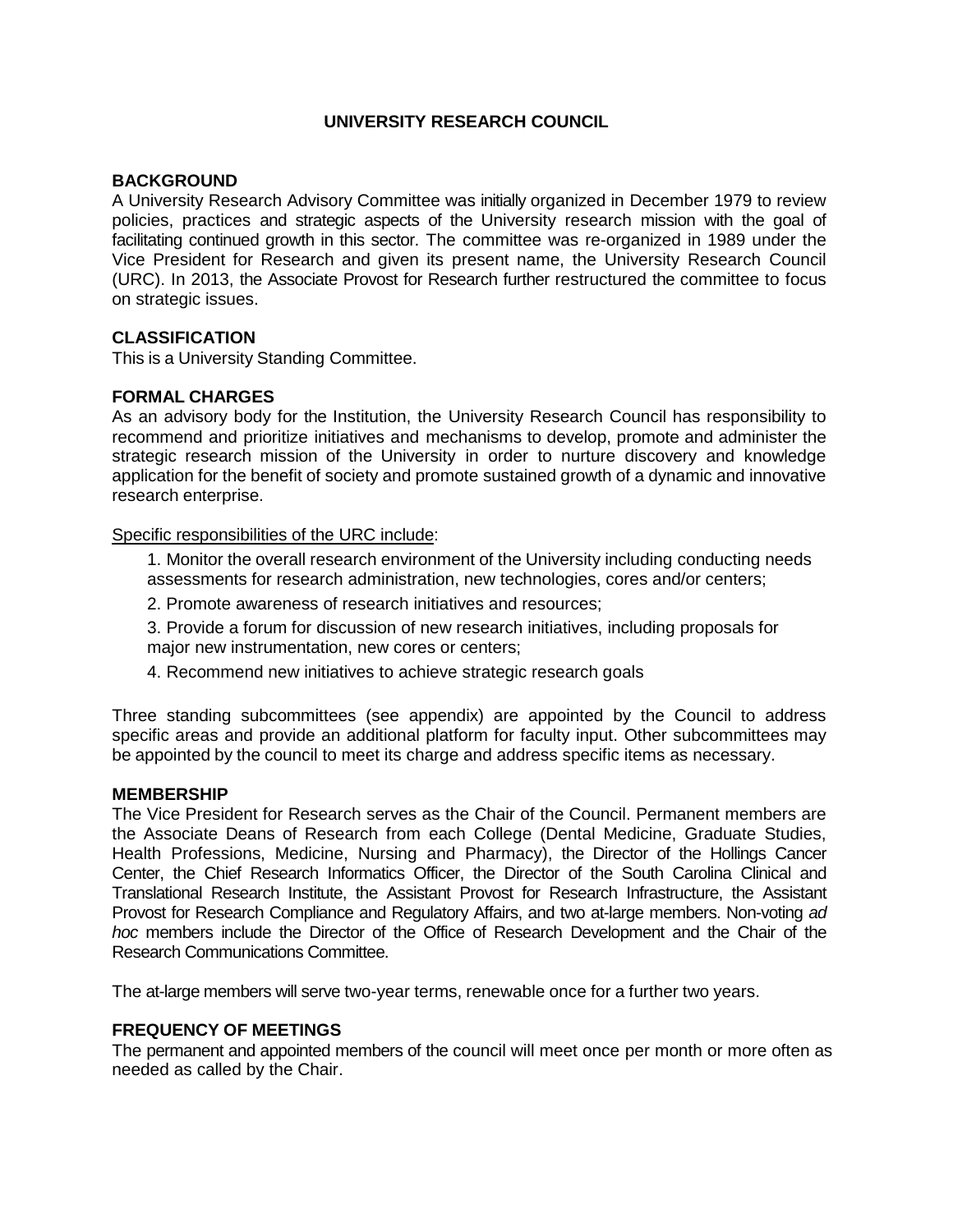# UNIVERSITY RESEARCH COUNCIL

## BACKGROUND

A University Research Advisory Committee was initially organized in December 1979 to review policies, practices and strategic aspects of the University research mission with the goal of facilitating continued growth in this sector. The committee was re-organized in 1989 under the Vice President for Research and given its present name, the University Research Council (URC). In 2013, the Associate Provost for Research further restructured the committee to focus on strategic issues.

## CLASSIFICATION

This is a University Standing Committee.

## FORMAL CHARGES

As an advisory body for the Institution, the University Research Council has responsibility to recommend and prioritize initiatives and mechanisms to develop, promote and administer the strategic research mission of the University in order to nurture discovery and knowledge application for the benefit of society and promote sustained growth of a dynamic and innovative research enterprise.

<u>Specific responsibilities of the URC include</u>:

1. Monitor the overall research environment of the University including conducting needs assessments for research administration, new technologies, cores and/or centers;
2. Promote awareness of research initiatives and resources;
3. Provide a forum for discussion of new research initiatives, including proposals for major new instrumentation, new cores or centers;
4. Recommend new initiatives to achieve strategic research goals

Three standing subcommittees (see appendix) are appointed by the Council to address specific areas and provide an additional platform for faculty input. Other subcommittees may be appointed by the council to meet its charge and address specific items as necessary.

## MEMBERSHIP

The Vice President for Research serves as the Chair of the Council. Permanent members are the Associate Deans of Research from each College (Dental Medicine, Graduate Studies, Health Professions, Medicine, Nursing and Pharmacy), the Director of the Hollings Cancer Center, the Chief Research Informatics Officer, the Director of the South Carolina Clinical and Translational Research Institute, the Assistant Provost for Research Infrastructure, the Assistant Provost for Research Compliance and Regulatory Affairs, and two at-large members. Non-voting *ad hoc* members include the Director of the Office of Research Development and the Chair of the Research Communications Committee.

The at-large members will serve two-year terms, renewable once for a further two years.

## FREQUENCY OF MEETINGS

The permanent and appointed members of the council will meet once per month or more often as needed as called by the Chair.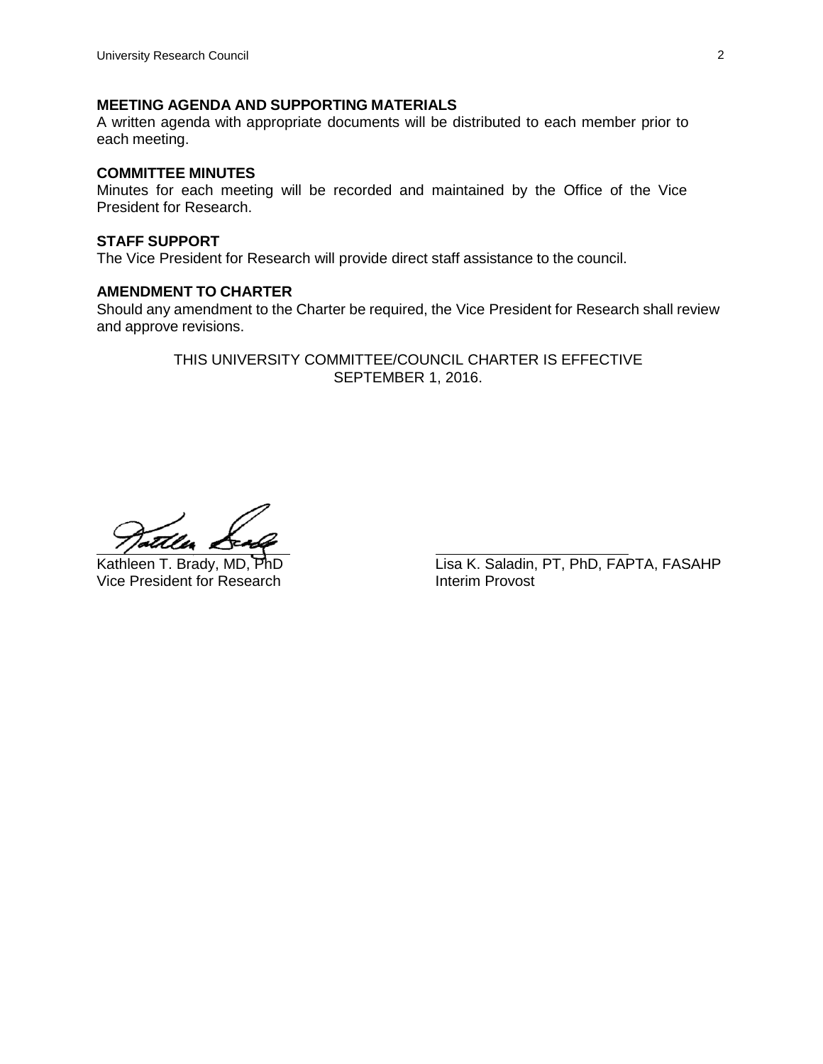**MEETING AGENDA AND SUPPORTING MATERIALS**

A written agenda with appropriate documents will be distributed to each member prior to each meeting.

**COMMITTEE MINUTES**

Minutes for each meeting will be recorded and maintained by the Office of the Vice President for Research.

**STAFF SUPPORT**

The Vice President for Research will provide direct staff assistance to the council.

**AMENDMENT TO CHARTER**

Should any amendment to the Charter be required, the Vice President for Research shall review and approve revisions.

THIS UNIVERSITY COMMITTEE/COUNCIL CHARTER IS EFFECTIVE SEPTEMBER 1, 2016.

Kathleen T. Brady, MD, PhD
Vice President for Research

Lisa K. Saladin, PT, PhD, FAPTA, FASAHP
Interim Provost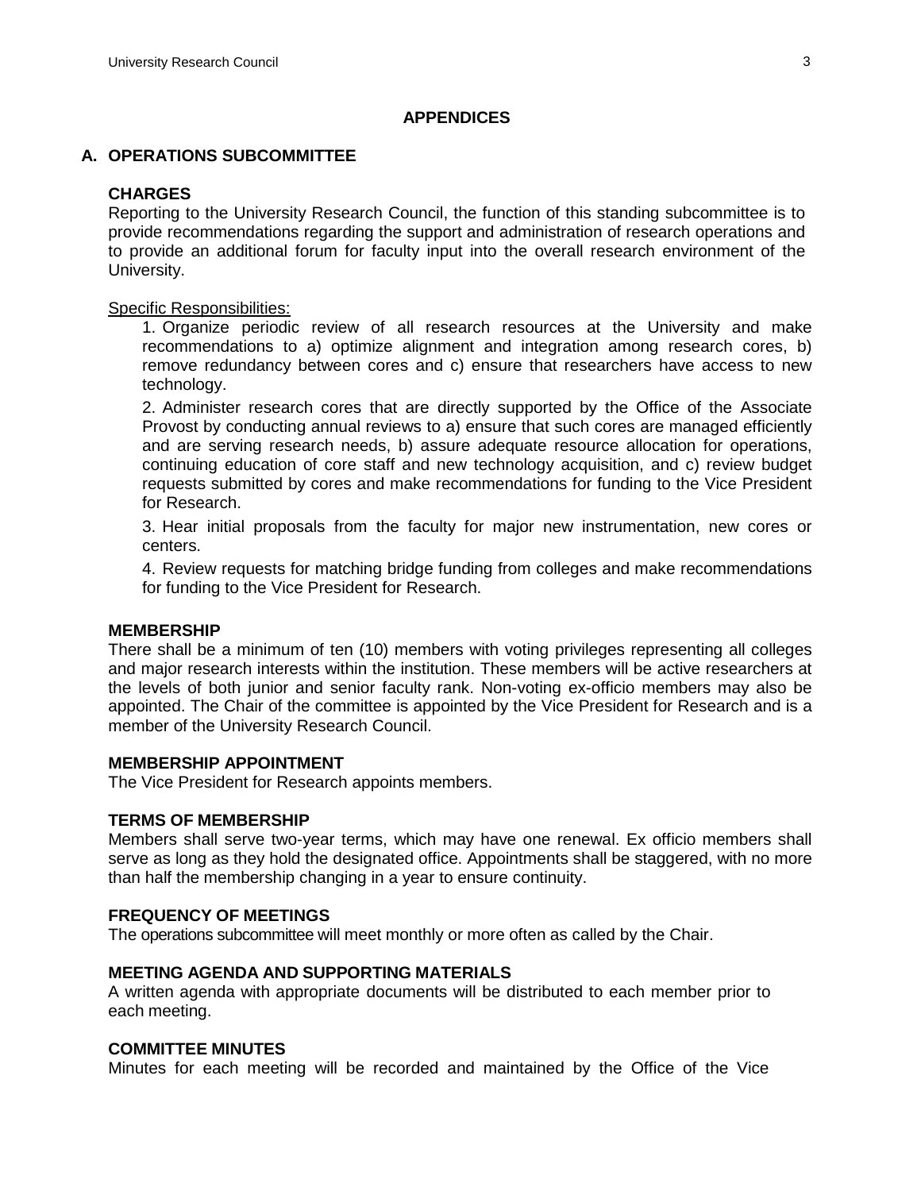# APPENDICES

## A. OPERATIONS SUBCOMMITTEE

### CHARGES

Reporting to the University Research Council, the function of this standing subcommittee is to provide recommendations regarding the support and administration of research operations and to provide an additional forum for faculty input into the overall research environment of the University.

Specific Responsibilities:

1. Organize periodic review of all research resources at the University and make recommendations to a) optimize alignment and integration among research cores, b) remove redundancy between cores and c) ensure that researchers have access to new technology.
2. Administer research cores that are directly supported by the Office of the Associate Provost by conducting annual reviews to a) ensure that such cores are managed efficiently and are serving research needs, b) assure adequate resource allocation for operations, continuing education of core staff and new technology acquisition, and c) review budget requests submitted by cores and make recommendations for funding to the Vice President for Research.
3. Hear initial proposals from the faculty for major new instrumentation, new cores or centers.
4. Review requests for matching bridge funding from colleges and make recommendations for funding to the Vice President for Research.

### MEMBERSHIP

There shall be a minimum of ten (10) members with voting privileges representing all colleges and major research interests within the institution. These members will be active researchers at the levels of both junior and senior faculty rank. Non-voting ex-officio members may also be appointed. The Chair of the committee is appointed by the Vice President for Research and is a member of the University Research Council.

### MEMBERSHIP APPOINTMENT

The Vice President for Research appoints members.

### TERMS OF MEMBERSHIP

Members shall serve two-year terms, which may have one renewal. Ex officio members shall serve as long as they hold the designated office. Appointments shall be staggered, with no more than half the membership changing in a year to ensure continuity.

### FREQUENCY OF MEETINGS

The operations subcommittee will meet monthly or more often as called by the Chair.

### MEETING AGENDA AND SUPPORTING MATERIALS

A written agenda with appropriate documents will be distributed to each member prior to each meeting.

### COMMITTEE MINUTES

Minutes for each meeting will be recorded and maintained by the Office of the Vice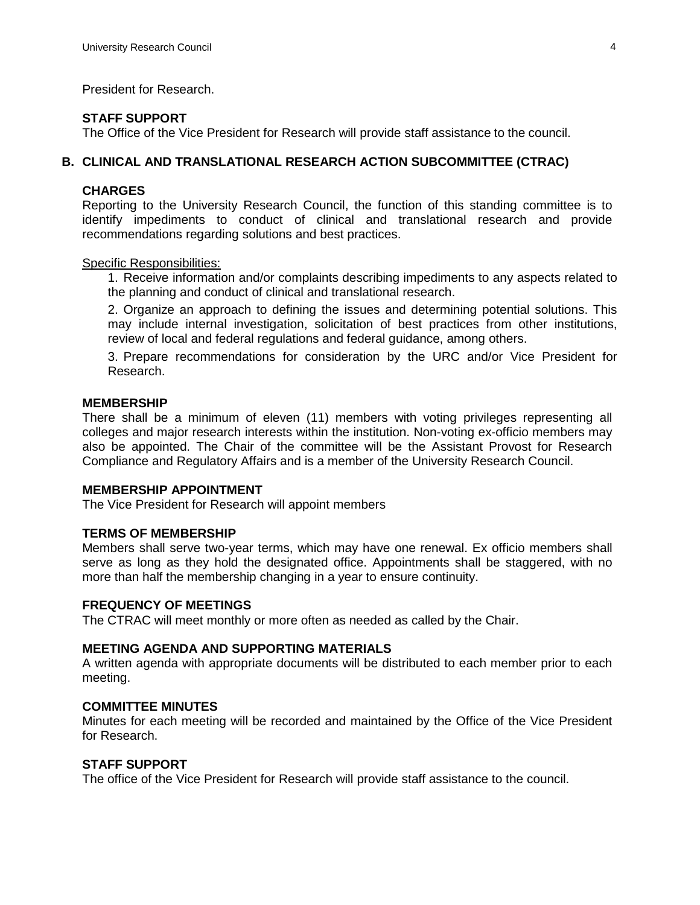President for Research.

**STAFF SUPPORT**

The Office of the Vice President for Research will provide staff assistance to the council.

## B. CLINICAL AND TRANSLATIONAL RESEARCH ACTION SUBCOMMITTEE (CTRAC)

**CHARGES**

Reporting to the University Research Council, the function of this standing committee is to identify impediments to conduct of clinical and translational research and provide recommendations regarding solutions and best practices.

Specific Responsibilities:

1. Receive information and/or complaints describing impediments to any aspects related to the planning and conduct of clinical and translational research.
2. Organize an approach to defining the issues and determining potential solutions. This may include internal investigation, solicitation of best practices from other institutions, review of local and federal regulations and federal guidance, among others.
3. Prepare recommendations for consideration by the URC and/or Vice President for Research.

**MEMBERSHIP**

There shall be a minimum of eleven (11) members with voting privileges representing all colleges and major research interests within the institution. Non-voting ex-officio members may also be appointed. The Chair of the committee will be the Assistant Provost for Research Compliance and Regulatory Affairs and is a member of the University Research Council.

**MEMBERSHIP APPOINTMENT**

The Vice President for Research will appoint members

**TERMS OF MEMBERSHIP**

Members shall serve two-year terms, which may have one renewal. Ex officio members shall serve as long as they hold the designated office. Appointments shall be staggered, with no more than half the membership changing in a year to ensure continuity.

**FREQUENCY OF MEETINGS**

The CTRAC will meet monthly or more often as needed as called by the Chair.

**MEETING AGENDA AND SUPPORTING MATERIALS**

A written agenda with appropriate documents will be distributed to each member prior to each meeting.

**COMMITTEE MINUTES**

Minutes for each meeting will be recorded and maintained by the Office of the Vice President for Research.

**STAFF SUPPORT**

The office of the Vice President for Research will provide staff assistance to the council.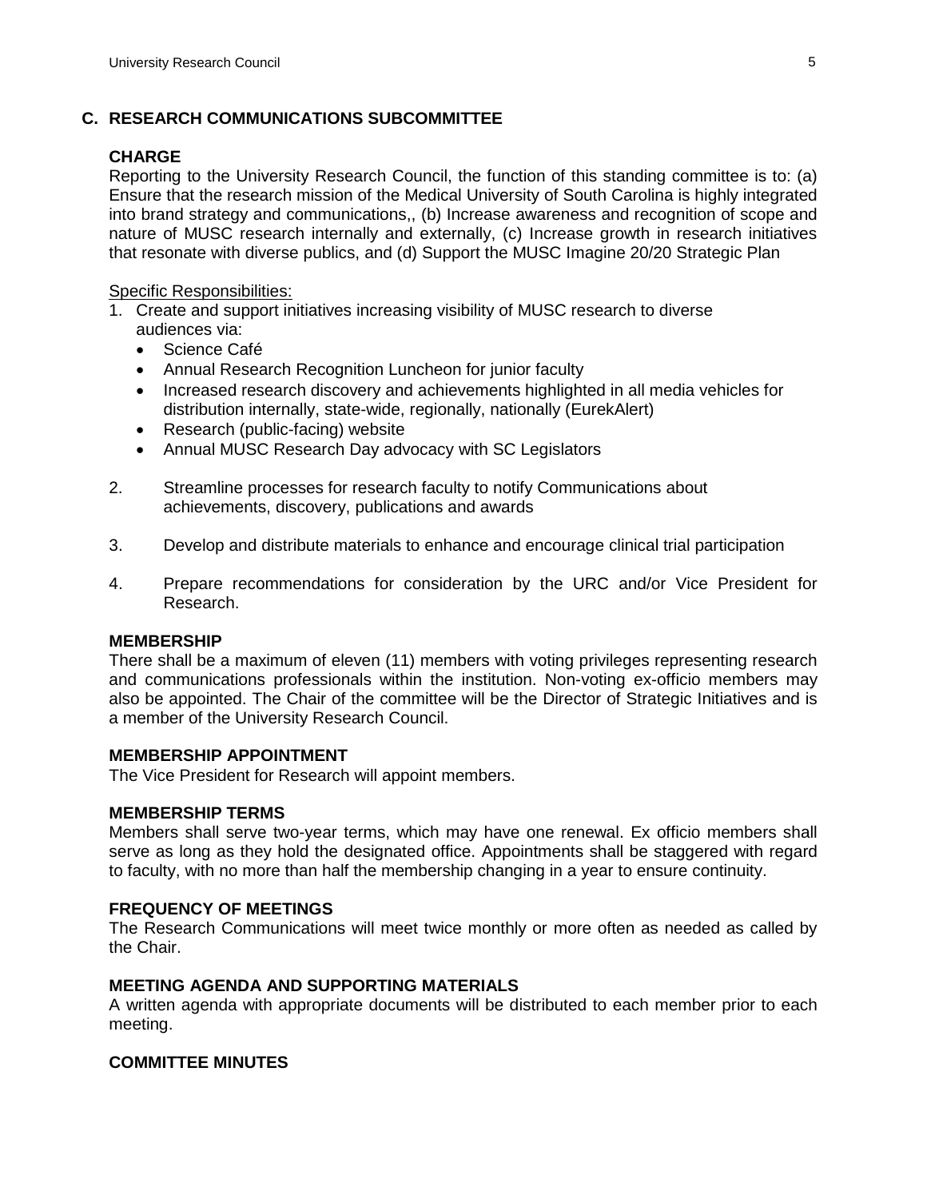## C. RESEARCH COMMUNICATIONS SUBCOMMITTEE

### CHARGE

Reporting to the University Research Council, the function of this standing committee is to: (a) Ensure that the research mission of the Medical University of South Carolina is highly integrated into brand strategy and communications,, (b) Increase awareness and recognition of scope and nature of MUSC research internally and externally, (c) Increase growth in research initiatives that resonate with diverse publics, and (d) Support the MUSC Imagine 20/20 Strategic Plan

Specific Responsibilities:

1. Create and support initiatives increasing visibility of MUSC research to diverse audiences via:
   - Science Café
   - Annual Research Recognition Luncheon for junior faculty
   - Increased research discovery and achievements highlighted in all media vehicles for distribution internally, state-wide, regionally, nationally (EurekAlert)
   - Research (public-facing) website
   - Annual MUSC Research Day advocacy with SC Legislators
2. Streamline processes for research faculty to notify Communications about achievements, discovery, publications and awards
3. Develop and distribute materials to enhance and encourage clinical trial participation
4. Prepare recommendations for consideration by the URC and/or Vice President for Research.

### MEMBERSHIP

There shall be a maximum of eleven (11) members with voting privileges representing research and communications professionals within the institution. Non-voting ex-officio members may also be appointed. The Chair of the committee will be the Director of Strategic Initiatives and is a member of the University Research Council.

### MEMBERSHIP APPOINTMENT

The Vice President for Research will appoint members.

### MEMBERSHIP TERMS

Members shall serve two-year terms, which may have one renewal. Ex officio members shall serve as long as they hold the designated office. Appointments shall be staggered with regard to faculty, with no more than half the membership changing in a year to ensure continuity.

### FREQUENCY OF MEETINGS

The Research Communications will meet twice monthly or more often as needed as called by the Chair.

### MEETING AGENDA AND SUPPORTING MATERIALS

A written agenda with appropriate documents will be distributed to each member prior to each meeting.

### COMMITTEE MINUTES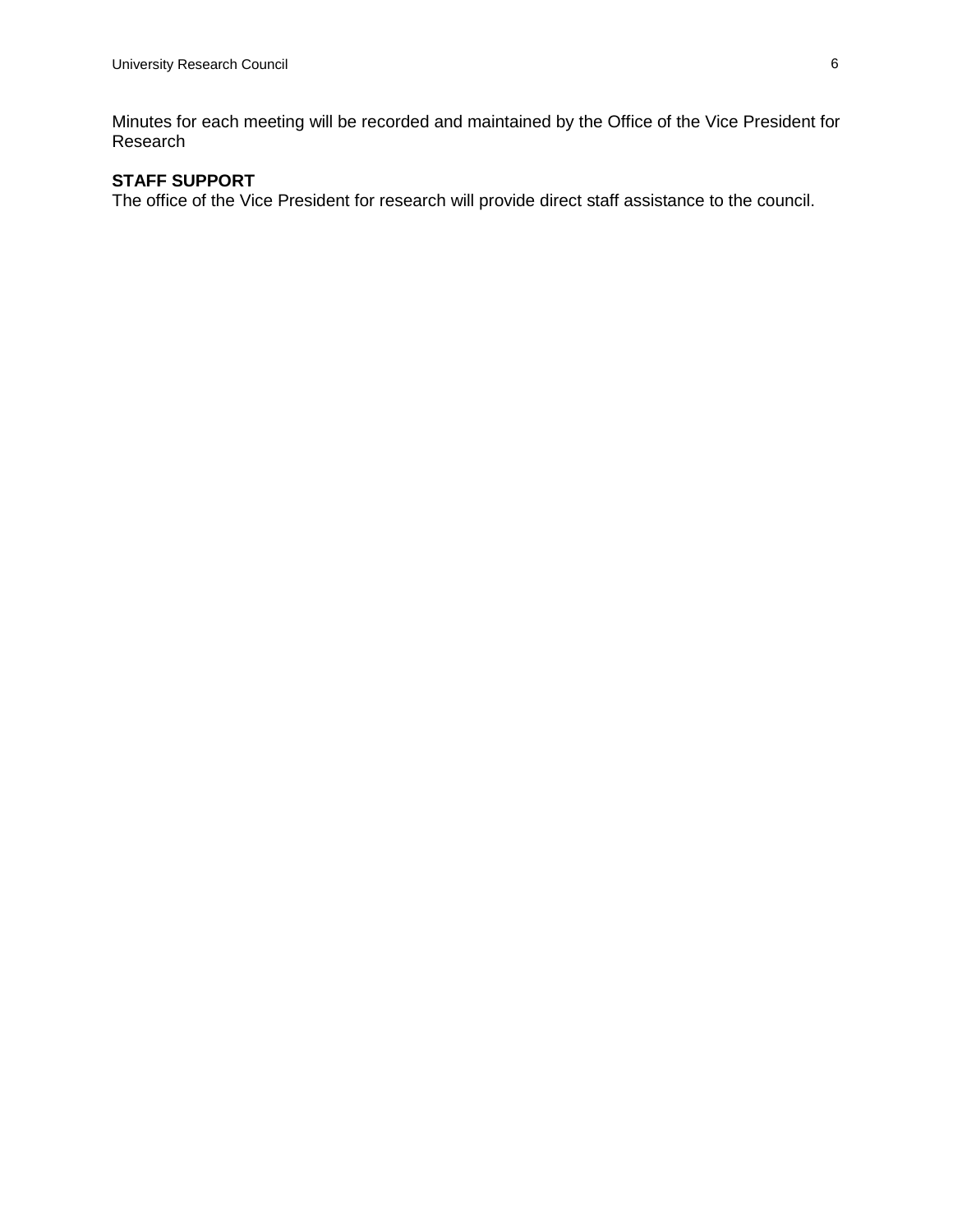Minutes for each meeting will be recorded and maintained by the Office of the Vice President for Research

**STAFF SUPPORT**

The office of the Vice President for research will provide direct staff assistance to the council.